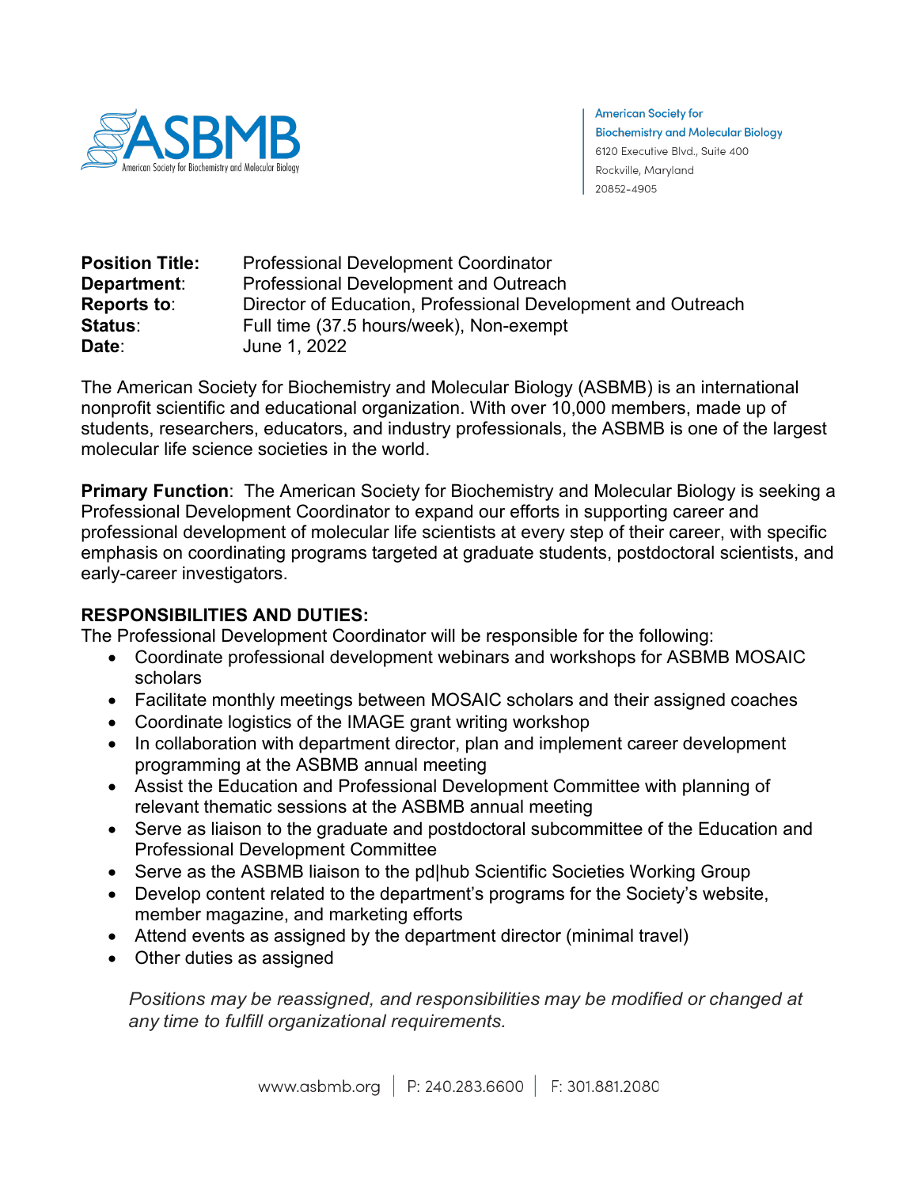American Society for Biochemistry and Molecular Biology
6120 Executive Blvd., Suite 400
Rockville, Maryland
20852-4905

**Position Title:** Professional Development Coordinator
**Department**: Professional Development and Outreach
**Reports to**: Director of Education, Professional Development and Outreach
**Status**: Full time (37.5 hours/week), Non-exempt
**Date**: June 1, 2022

The American Society for Biochemistry and Molecular Biology (ASBMB) is an international nonprofit scientific and educational organization. With over 10,000 members, made up of students, researchers, educators, and industry professionals, the ASBMB is one of the largest molecular life science societies in the world.

**Primary Function**: The American Society for Biochemistry and Molecular Biology is seeking a Professional Development Coordinator to expand our efforts in supporting career and professional development of molecular life scientists at every step of their career, with specific emphasis on coordinating programs targeted at graduate students, postdoctoral scientists, and early-career investigators.

**RESPONSIBILITIES AND DUTIES:**

The Professional Development Coordinator will be responsible for the following:

- Coordinate professional development webinars and workshops for ASBMB MOSAIC scholars
- Facilitate monthly meetings between MOSAIC scholars and their assigned coaches
- Coordinate logistics of the IMAGE grant writing workshop
- In collaboration with department director, plan and implement career development programming at the ASBMB annual meeting
- Assist the Education and Professional Development Committee with planning of relevant thematic sessions at the ASBMB annual meeting
- Serve as liaison to the graduate and postdoctoral subcommittee of the Education and Professional Development Committee
- Serve as the ASBMB liaison to the pd|hub Scientific Societies Working Group
- Develop content related to the department's programs for the Society's website, member magazine, and marketing efforts
- Attend events as assigned by the department director (minimal travel)
- Other duties as assigned

*Positions may be reassigned, and responsibilities may be modified or changed at any time to fulfill organizational requirements.*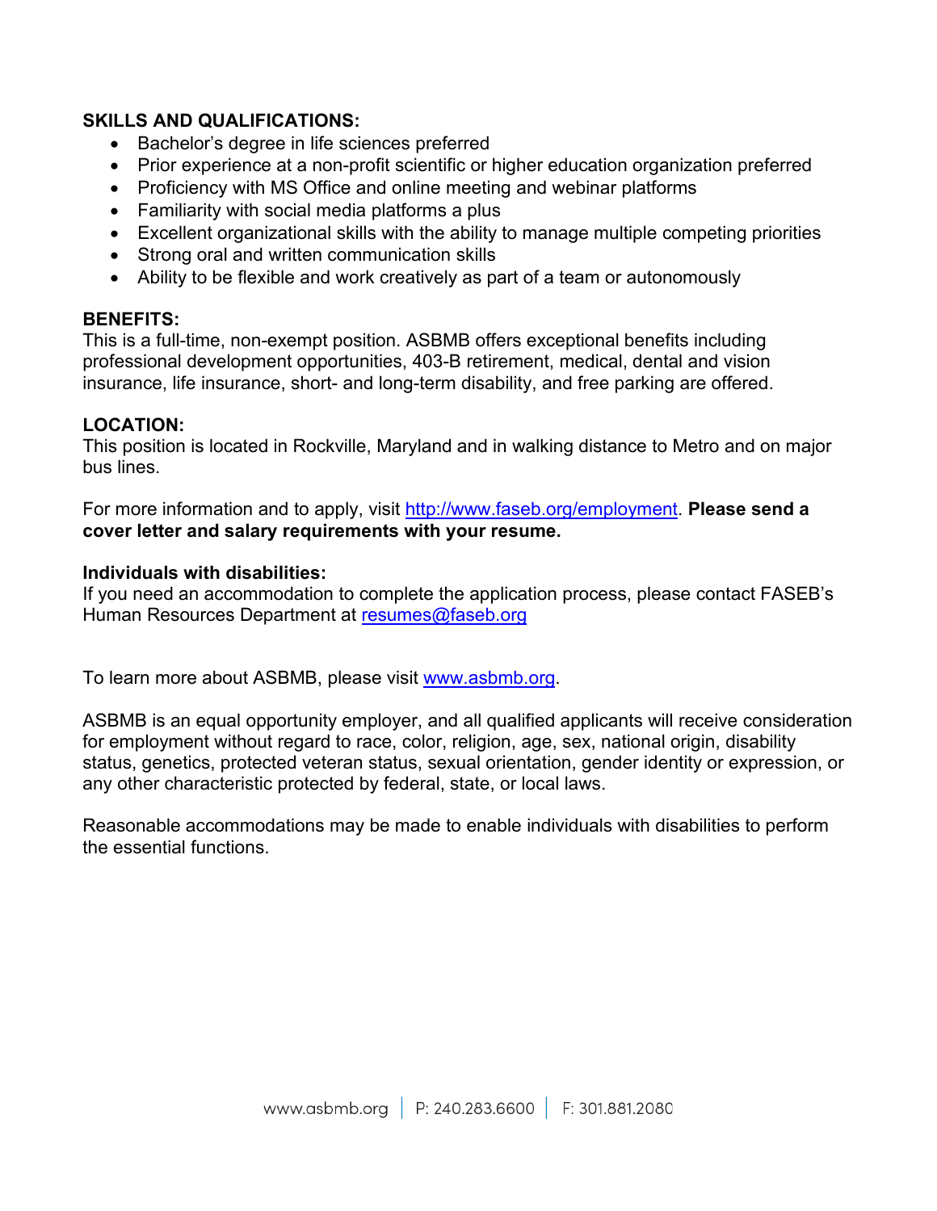**SKILLS AND QUALIFICATIONS:**

- Bachelor's degree in life sciences preferred
- Prior experience at a non-profit scientific or higher education organization preferred
- Proficiency with MS Office and online meeting and webinar platforms
- Familiarity with social media platforms a plus
- Excellent organizational skills with the ability to manage multiple competing priorities
- Strong oral and written communication skills
- Ability to be flexible and work creatively as part of a team or autonomously

**BENEFITS:**

This is a full-time, non-exempt position. ASBMB offers exceptional benefits including professional development opportunities, 403-B retirement, medical, dental and vision insurance, life insurance, short- and long-term disability, and free parking are offered.

**LOCATION:**

This position is located in Rockville, Maryland and in walking distance to Metro and on major bus lines.

For more information and to apply, visit http://www.faseb.org/employment. **Please send a cover letter and salary requirements with your resume.**

**Individuals with disabilities:**

If you need an accommodation to complete the application process, please contact FASEB's Human Resources Department at resumes@faseb.org

To learn more about ASBMB, please visit www.asbmb.org.

ASBMB is an equal opportunity employer, and all qualified applicants will receive consideration for employment without regard to race, color, religion, age, sex, national origin, disability status, genetics, protected veteran status, sexual orientation, gender identity or expression, or any other characteristic protected by federal, state, or local laws.

Reasonable accommodations may be made to enable individuals with disabilities to perform the essential functions.